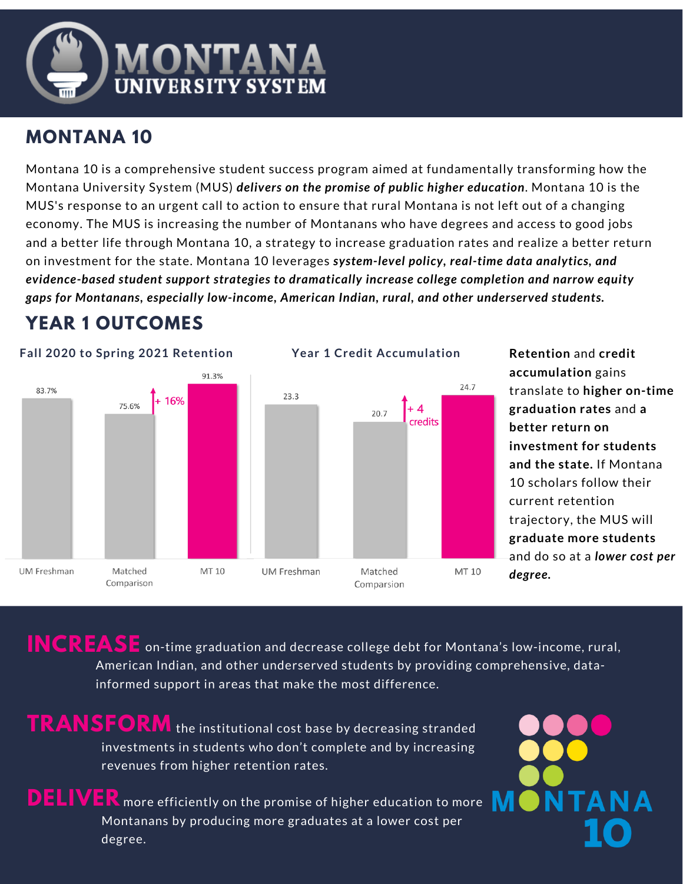# MONTANA UNIVERSITY SYSTEM

## MONTANA 10

Montana 10 is a comprehensive student success program aimed at fundamentally transforming how the Montana University System (MUS) ***delivers on the promise of public higher education***. Montana 10 is the MUS's response to an urgent call to action to ensure that rural Montana is not left out of a changing economy. The MUS is increasing the number of Montanans who have degrees and access to good jobs and a better life through Montana 10, a strategy to increase graduation rates and realize a better return on investment for the state. Montana 10 leverages ***system-level policy, real-time data analytics, and evidence-based student support strategies to dramatically increase college completion and narrow equity gaps for Montanans, especially low-income, American Indian, rural, and other underserved students.***

## YEAR 1 OUTCOMES

**Fall 2020 to Spring 2021 Retention**

| | UM Freshman | Matched Comparison | MT 10 |
|---|---|---|---|
| Retention | 83.7% | 75.6% | 91.3% (+ 16%) |

**Year 1 Credit Accumulation**

| | UM Freshman | Matched Comparison | MT 10 |
|---|---|---|---|
| Credits | 23.3 | 20.7 | 24.7 (+ 4 credits) |

**Retention** and **credit accumulation** gains translate to **higher on-time graduation rates** and **a better return on investment for students and the state.** If Montana 10 scholars follow their current retention trajectory, the MUS will **graduate more students** and do so at a ***lower cost per degree.***

**INCREASE** on-time graduation and decrease college debt for Montana's low-income, rural, American Indian, and other underserved students by providing comprehensive, data-informed support in areas that make the most difference.

**TRANSFORM** the institutional cost base by decreasing stranded investments in students who don't complete and by increasing revenues from higher retention rates.

**DELIVER** more efficiently on the promise of higher education to more Montanans by producing more graduates at a lower cost per degree.

MONTANA 10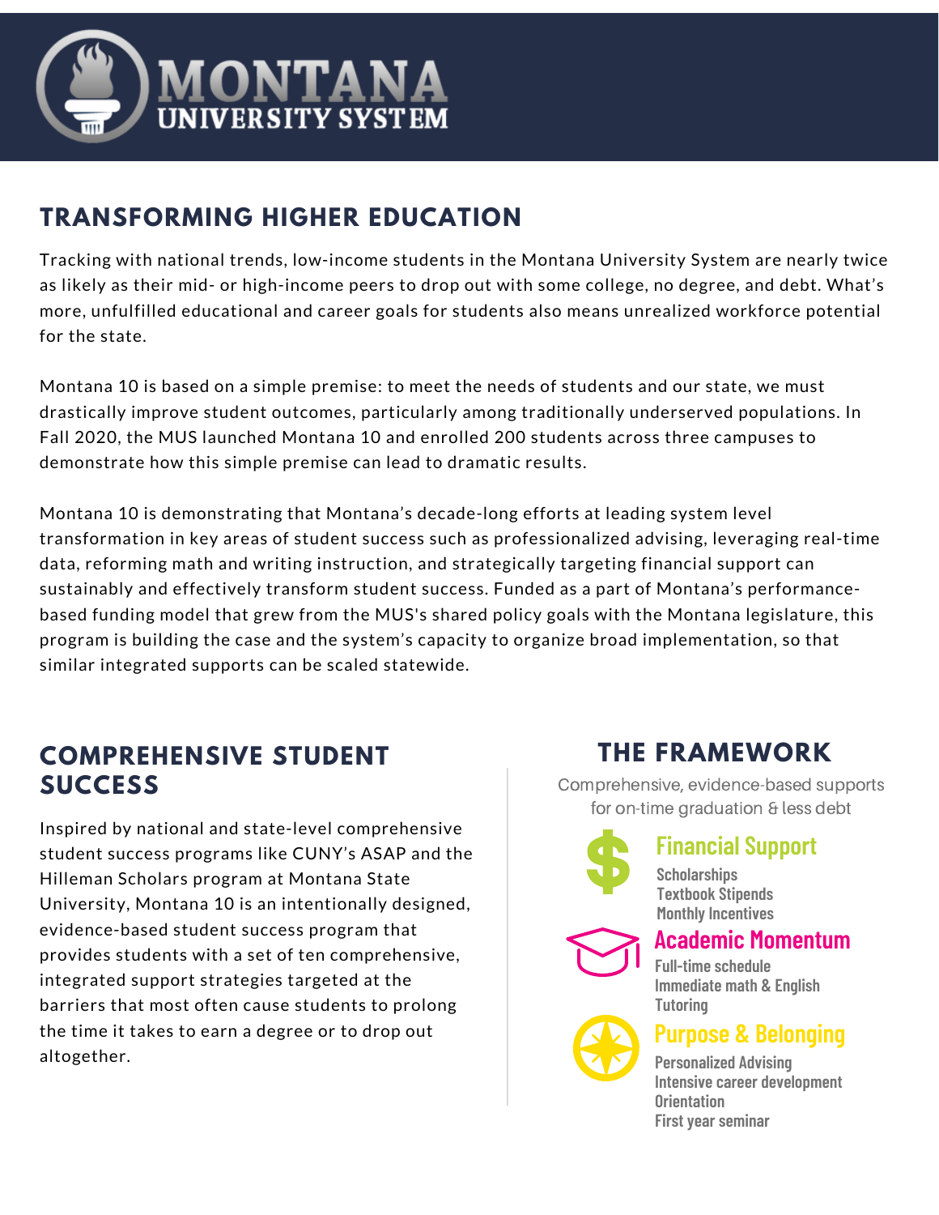MONTANA UNIVERSITY SYSTEM

## TRANSFORMING HIGHER EDUCATION

Tracking with national trends, low-income students in the Montana University System are nearly twice as likely as their mid- or high-income peers to drop out with some college, no degree, and debt. What's more, unfulfilled educational and career goals for students also means unrealized workforce potential for the state.

Montana 10 is based on a simple premise: to meet the needs of students and our state, we must drastically improve student outcomes, particularly among traditionally underserved populations. In Fall 2020, the MUS launched Montana 10 and enrolled 200 students across three campuses to demonstrate how this simple premise can lead to dramatic results.

Montana 10 is demonstrating that Montana's decade-long efforts at leading system level transformation in key areas of student success such as professionalized advising, leveraging real-time data, reforming math and writing instruction, and strategically targeting financial support can sustainably and effectively transform student success. Funded as a part of Montana's performance-based funding model that grew from the MUS's shared policy goals with the Montana legislature, this program is building the case and the system's capacity to organize broad implementation, so that similar integrated supports can be scaled statewide.

## COMPREHENSIVE STUDENT SUCCESS

Inspired by national and state-level comprehensive student success programs like CUNY's ASAP and the Hilleman Scholars program at Montana State University, Montana 10 is an intentionally designed, evidence-based student success program that provides students with a set of ten comprehensive, integrated support strategies targeted at the barriers that most often cause students to prolong the time it takes to earn a degree or to drop out altogether.

## THE FRAMEWORK

Comprehensive, evidence-based supports for on-time graduation & less debt

### Financial Support

- Scholarships
- Textbook Stipends
- Monthly Incentives

### Academic Momentum

- Full-time schedule
- Immediate math & English
- Tutoring

### Purpose & Belonging

- Personalized Advising
- Intensive career development
- Orientation
- First year seminar